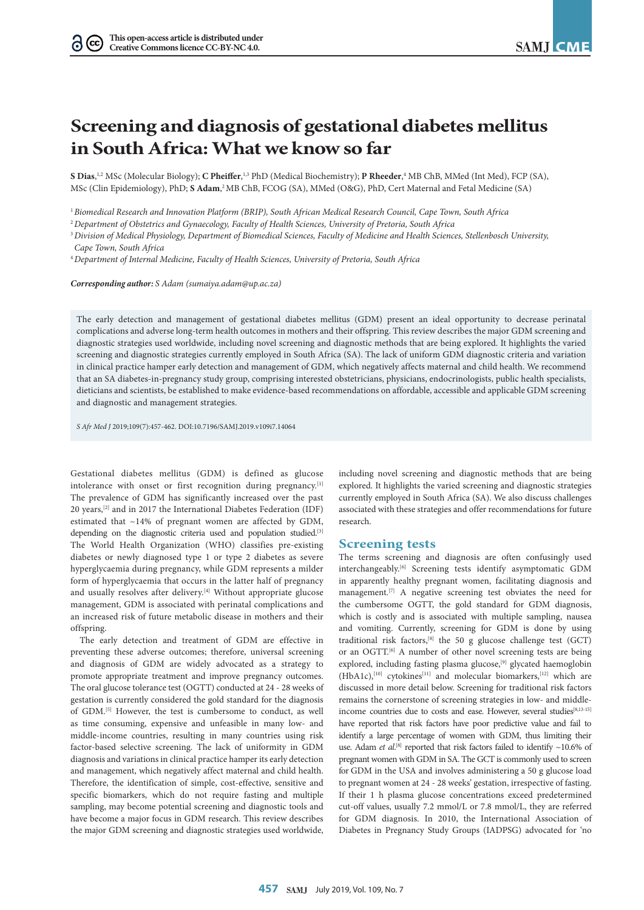# Screening and diagnosis of gestational diabetes mellitus in South Africa: What we know so far

**S Dias**,[1,2] MSc (Molecular Biology); **C Pheiffer**,[1,3] PhD (Medical Biochemistry); **P Rheeder**,[4] MB ChB, MMed (Int Med), FCP (SA), MSc (Clin Epidemiology), PhD; **S Adam**,[2] MB ChB, FCOG (SA), MMed (O&G), PhD, Cert Maternal and Fetal Medicine (SA)

[1] *Biomedical Research and Innovation Platform (BRIP), South African Medical Research Council, Cape Town, South Africa*

[2] *Department of Obstetrics and Gynaecology, Faculty of Health Sciences, University of Pretoria, South Africa*

[3] *Division of Medical Physiology, Department of Biomedical Sciences, Faculty of Medicine and Health Sciences, Stellenbosch University, Cape Town, South Africa*

[4] *Department of Internal Medicine, Faculty of Health Sciences, University of Pretoria, South Africa*

***Corresponding author:*** *S Adam (sumaiya.adam@up.ac.za)*

The early detection and management of gestational diabetes mellitus (GDM) present an ideal opportunity to decrease perinatal complications and adverse long-term health outcomes in mothers and their offspring. This review describes the major GDM screening and diagnostic strategies used worldwide, including novel screening and diagnostic methods that are being explored. It highlights the varied screening and diagnostic strategies currently employed in South Africa (SA). The lack of uniform GDM diagnostic criteria and variation in clinical practice hamper early detection and management of GDM, which negatively affects maternal and child health. We recommend that an SA diabetes-in-pregnancy study group, comprising interested obstetricians, physicians, endocrinologists, public health specialists, dieticians and scientists, be established to make evidence-based recommendations on affordable, accessible and applicable GDM screening and diagnostic and management strategies.

*S Afr Med J* 2019;109(7):457-462. DOI:10.7196/SAMJ.2019.v109i7.14064

Gestational diabetes mellitus (GDM) is defined as glucose intolerance with onset or first recognition during pregnancy.[1] The prevalence of GDM has significantly increased over the past 20 years,[2] and in 2017 the International Diabetes Federation (IDF) estimated that ~14% of pregnant women are affected by GDM, depending on the diagnostic criteria used and population studied.[3] The World Health Organization (WHO) classifies pre-existing diabetes or newly diagnosed type 1 or type 2 diabetes as severe hyperglycaemia during pregnancy, while GDM represents a milder form of hyperglycaemia that occurs in the latter half of pregnancy and usually resolves after delivery.[4] Without appropriate glucose management, GDM is associated with perinatal complications and an increased risk of future metabolic disease in mothers and their offspring.

The early detection and treatment of GDM are effective in preventing these adverse outcomes; therefore, universal screening and diagnosis of GDM are widely advocated as a strategy to promote appropriate treatment and improve pregnancy outcomes. The oral glucose tolerance test (OGTT) conducted at 24 - 28 weeks of gestation is currently considered the gold standard for the diagnosis of GDM.[5] However, the test is cumbersome to conduct, as well as time consuming, expensive and unfeasible in many low- and middle-income countries, resulting in many countries using risk factor-based selective screening. The lack of uniformity in GDM diagnosis and variations in clinical practice hamper its early detection and management, which negatively affect maternal and child health. Therefore, the identification of simple, cost-effective, sensitive and specific biomarkers, which do not require fasting and multiple sampling, may become potential screening and diagnostic tools and have become a major focus in GDM research. This review describes the major GDM screening and diagnostic strategies used worldwide, including novel screening and diagnostic methods that are being explored. It highlights the varied screening and diagnostic strategies currently employed in South Africa (SA). We also discuss challenges associated with these strategies and offer recommendations for future research.

## Screening tests

The terms screening and diagnosis are often confusingly used interchangeably.[6] Screening tests identify asymptomatic GDM in apparently healthy pregnant women, facilitating diagnosis and management.[7] A negative screening test obviates the need for the cumbersome OGTT, the gold standard for GDM diagnosis, which is costly and is associated with multiple sampling, nausea and vomiting. Currently, screening for GDM is done by using traditional risk factors,[8] the 50 g glucose challenge test (GCT) or an OGTT.[6] A number of other novel screening tests are being explored, including fasting plasma glucose,[9] glycated haemoglobin (HbA1c),[10] cytokines[11] and molecular biomarkers,[12] which are discussed in more detail below. Screening for traditional risk factors remains the cornerstone of screening strategies in low- and middle-income countries due to costs and ease. However, several studies[8,13-15] have reported that risk factors have poor predictive value and fail to identify a large percentage of women with GDM, thus limiting their use. Adam *et al*.[8] reported that risk factors failed to identify ~10.6% of pregnant women with GDM in SA. The GCT is commonly used to screen for GDM in the USA and involves administering a 50 g glucose load to pregnant women at 24 - 28 weeks' gestation, irrespective of fasting. If their 1 h plasma glucose concentrations exceed predetermined cut-off values, usually 7.2 mmol/L or 7.8 mmol/L, they are referred for GDM diagnosis. In 2010, the International Association of Diabetes in Pregnancy Study Groups (IADPSG) advocated for 'no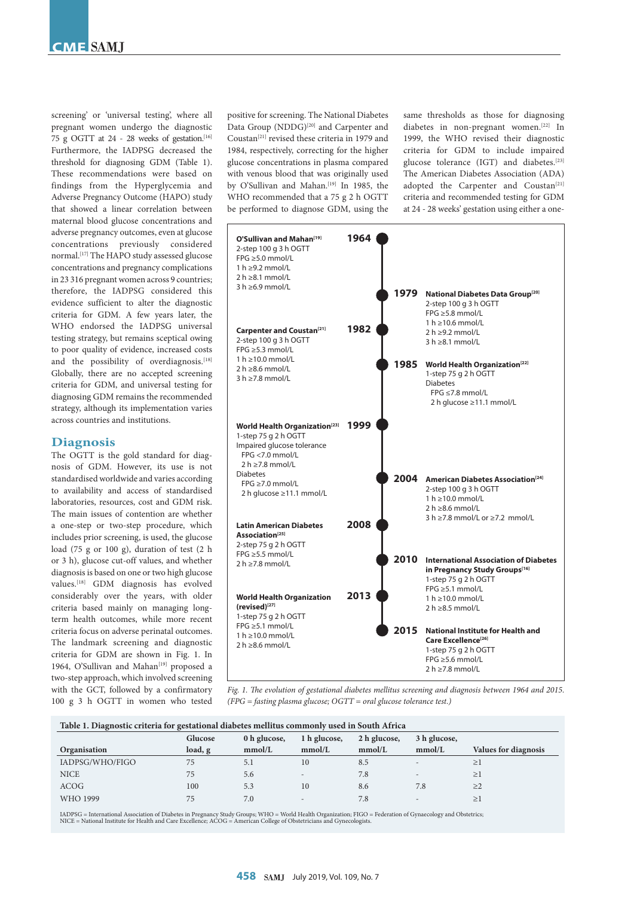screening' or 'universal testing', where all pregnant women undergo the diagnostic 75 g OGTT at 24 - 28 weeks of gestation.[16] Furthermore, the IADPSG decreased the threshold for diagnosing GDM (Table 1). These recommendations were based on findings from the Hyperglycemia and Adverse Pregnancy Outcome (HAPO) study that showed a linear correlation between maternal blood glucose concentrations and adverse pregnancy outcomes, even at glucose concentrations previously considered normal.[17] The HAPO study assessed glucose concentrations and pregnancy complications in 23 316 pregnant women across 9 countries; therefore, the IADPSG considered this evidence sufficient to alter the diagnostic criteria for GDM. A few years later, the WHO endorsed the IADPSG universal testing strategy, but remains sceptical owing to poor quality of evidence, increased costs and the possibility of overdiagnosis.[18] Globally, there are no accepted screening criteria for GDM, and universal testing for diagnosing GDM remains the recommended strategy, although its implementation varies across countries and institutions.

## Diagnosis

The OGTT is the gold standard for diagnosis of GDM. However, its use is not standardised worldwide and varies according to availability and access of standardised laboratories, resources, cost and GDM risk. The main issues of contention are whether a one-step or two-step procedure, which includes prior screening, is used, the glucose load (75 g or 100 g), duration of test (2 h or 3 h), glucose cut-off values, and whether diagnosis is based on one or two high glucose values.[18] GDM diagnosis has evolved considerably over the years, with older criteria focus mainly on managing long-term health outcomes, while more recent criteria focus on adverse perinatal outcomes. The landmark screening and diagnostic criteria for GDM are shown in Fig. 1. In 1964, O'Sullivan and Mahan[19] proposed a two-step approach, which involved screening with the GCT, followed by a confirmatory 100 g 3 h OGTT in women who tested positive for screening. The National Diabetes Data Group (NDDG)[20] and Carpenter and Coustan[21] revised these criteria in 1979 and 1984, respectively, correcting for the higher glucose concentrations in plasma compared with venous blood that was originally used by O'Sullivan and Mahan.[19] In 1985, the WHO recommended that a 75 g 2 h OGTT be performed to diagnose GDM, using the same thresholds as those for diagnosing diabetes in non-pregnant women.[22] In 1999, the WHO revised their diagnostic criteria for GDM to include impaired glucose tolerance (IGT) and diabetes.[23] The American Diabetes Association (ADA) adopted the Carpenter and Coustan[21] criteria and recommended testing for GDM at 24 - 28 weeks' gestation using either a one-

**1964 – O'Sullivan and Mahan[19]**
2-step 100 g 3 h OGTT
FPG ≥5.0 mmol/L
1 h ≥9.2 mmol/L
2 h ≥8.1 mmol/L
3 h ≥6.9 mmol/L

**1979 – National Diabetes Data Group[20]**
2-step 100 g 3 h OGTT
FPG ≥5.8 mmol/L
1 h ≥10.6 mmol/L
2 h ≥9.2 mmol/L
3 h ≥8.1 mmol/L

**1982 – Carpenter and Coustan[21]**
2-step 100 g 3 h OGTT
FPG ≥5.3 mmol/L
1 h ≥10.0 mmol/L
2 h ≥8.6 mmol/L
3 h ≥7.8 mmol/L

**1985 – World Health Organization[22]**
1-step 75 g 2 h OGTT
Diabetes
FPG ≤7.8 mmol/L
2 h glucose ≥11.1 mmol/L

**1999 – World Health Organization[23]**
1-step 75 g 2 h OGTT
Impaired glucose tolerance
FPG <7.0 mmol/L
2 h ≥7.8 mmol/L
Diabetes
FPG ≥7.0 mmol/L
2 h glucose ≥11.1 mmol/L

**2004 – American Diabetes Association[24]**
2-step 100 g 3 h OGTT
1 h ≥10.0 mmol/L
2 h ≥8.6 mmol/L
3 h ≥7.8 mmol/L or ≥7.2 mmol/L

**2008 – Latin American Diabetes Association[25]**
2-step 75 g 2 h OGTT
FPG ≥5.5 mmol/L
2 h ≥7.8 mmol/L

**2010 – International Association of Diabetes in Pregnancy Study Groups[16]**
1-step 75 g 2 h OGTT
FPG ≥5.1 mmol/L
1 h ≥10.0 mmol/L
2 h ≥8.5 mmol/L

**2013 – World Health Organization (revised)[27]**
1-step 75 g 2 h OGTT
FPG ≥5.1 mmol/L
1 h ≥10.0 mmol/L
2 h ≥8.6 mmol/L

**2015 – National Institute for Health and Care Excellence[26]**
1-step 75 g 2 h OGTT
FPG ≥5.6 mmol/L
2 h ≥7.8 mmol/L

*Fig. 1. The evolution of gestational diabetes mellitus screening and diagnosis between 1964 and 2015. (FPG = fasting plasma glucose; OGTT = oral glucose tolerance test.)*

**Table 1. Diagnostic criteria for gestational diabetes mellitus commonly used in South Africa**

| Organisation | Glucose load, g | 0 h glucose, mmol/L | 1 h glucose, mmol/L | 2 h glucose, mmol/L | 3 h glucose, mmol/L | Values for diagnosis |
|---|---|---|---|---|---|---|
| IADPSG/WHO/FIGO | 75 | 5.1 | 10 | 8.5 | - | ≥1 |
| NICE | 75 | 5.6 | - | 7.8 | - | ≥1 |
| ACOG | 100 | 5.3 | 10 | 8.6 | 7.8 | ≥2 |
| WHO 1999 | 75 | 7.0 | - | 7.8 | - | ≥1 |

IADPSG = International Association of Diabetes in Pregnancy Study Groups; WHO = World Health Organization; FIGO = Federation of Gynaecology and Obstetrics; NICE = National Institute for Health and Care Excellence; ACOG = American College of Obstetricians and Gynecologists.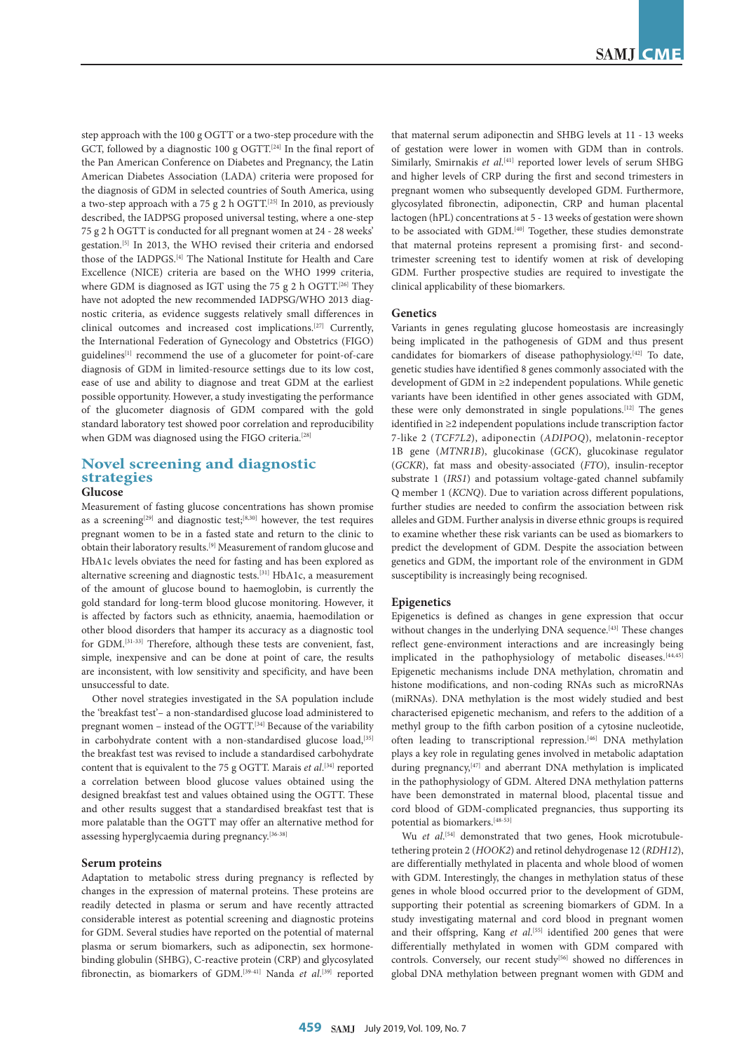step approach with the 100 g OGTT or a two-step procedure with the GCT, followed by a diagnostic 100 g OGTT.[24] In the final report of the Pan American Conference on Diabetes and Pregnancy, the Latin American Diabetes Association (LADA) criteria were proposed for the diagnosis of GDM in selected countries of South America, using a two-step approach with a 75 g 2 h OGTT.[25] In 2010, as previously described, the IADPSG proposed universal testing, where a one-step 75 g 2 h OGTT is conducted for all pregnant women at 24 - 28 weeks' gestation.[5] In 2013, the WHO revised their criteria and endorsed those of the IADPGS.[4] The National Institute for Health and Care Excellence (NICE) criteria are based on the WHO 1999 criteria, where GDM is diagnosed as IGT using the 75 g 2 h OGTT.[26] They have not adopted the new recommended IADPSG/WHO 2013 diagnostic criteria, as evidence suggests relatively small differences in clinical outcomes and increased cost implications.[27] Currently, the International Federation of Gynecology and Obstetrics (FIGO) guidelines[1] recommend the use of a glucometer for point-of-care diagnosis of GDM in limited-resource settings due to its low cost, ease of use and ability to diagnose and treat GDM at the earliest possible opportunity. However, a study investigating the performance of the glucometer diagnosis of GDM compared with the gold standard laboratory test showed poor correlation and reproducibility when GDM was diagnosed using the FIGO criteria.[28]

## Novel screening and diagnostic strategies

### Glucose

Measurement of fasting glucose concentrations has shown promise as a screening[29] and diagnostic test;[8,30] however, the test requires pregnant women to be in a fasted state and return to the clinic to obtain their laboratory results.[9] Measurement of random glucose and HbA1c levels obviates the need for fasting and has been explored as alternative screening and diagnostic tests.[31] HbA1c, a measurement of the amount of glucose bound to haemoglobin, is currently the gold standard for long-term blood glucose monitoring. However, it is affected by factors such as ethnicity, anaemia, haemodilation or other blood disorders that hamper its accuracy as a diagnostic tool for GDM.[31-33] Therefore, although these tests are convenient, fast, simple, inexpensive and can be done at point of care, the results are inconsistent, with low sensitivity and specificity, and have been unsuccessful to date.

Other novel strategies investigated in the SA population include the 'breakfast test'– a non-standardised glucose load administered to pregnant women – instead of the OGTT.[34] Because of the variability in carbohydrate content with a non-standardised glucose load,[35] the breakfast test was revised to include a standardised carbohydrate content that is equivalent to the 75 g OGTT. Marais *et al*.[34] reported a correlation between blood glucose values obtained using the designed breakfast test and values obtained using the OGTT. These and other results suggest that a standardised breakfast test that is more palatable than the OGTT may offer an alternative method for assessing hyperglycaemia during pregnancy.[36-38]

### Serum proteins

Adaptation to metabolic stress during pregnancy is reflected by changes in the expression of maternal proteins. These proteins are readily detected in plasma or serum and have recently attracted considerable interest as potential screening and diagnostic proteins for GDM. Several studies have reported on the potential of maternal plasma or serum biomarkers, such as adiponectin, sex hormone-binding globulin (SHBG), C-reactive protein (CRP) and glycosylated fibronectin, as biomarkers of GDM.[39-41] Nanda *et al*.[39] reported that maternal serum adiponectin and SHBG levels at 11 - 13 weeks of gestation were lower in women with GDM than in controls. Similarly, Smirnakis *et al*.[41] reported lower levels of serum SHBG and higher levels of CRP during the first and second trimesters in pregnant women who subsequently developed GDM. Furthermore, glycosylated fibronectin, adiponectin, CRP and human placental lactogen (hPL) concentrations at 5 - 13 weeks of gestation were shown to be associated with GDM.[40] Together, these studies demonstrate that maternal proteins represent a promising first- and second-trimester screening test to identify women at risk of developing GDM. Further prospective studies are required to investigate the clinical applicability of these biomarkers.

### Genetics

Variants in genes regulating glucose homeostasis are increasingly being implicated in the pathogenesis of GDM and thus present candidates for biomarkers of disease pathophysiology.[42] To date, genetic studies have identified 8 genes commonly associated with the development of GDM in ≥2 independent populations. While genetic variants have been identified in other genes associated with GDM, these were only demonstrated in single populations.[12] The genes identified in ≥2 independent populations include transcription factor 7-like 2 (*TCF7L2*), adiponectin (*ADIPOQ*), melatonin-receptor 1B gene (*MTNR1B*), glucokinase (*GCK*), glucokinase regulator (*GCKR*), fat mass and obesity-associated (*FTO*), insulin-receptor substrate 1 (*IRS1*) and potassium voltage-gated channel subfamily Q member 1 (*KCNQ*). Due to variation across different populations, further studies are needed to confirm the association between risk alleles and GDM. Further analysis in diverse ethnic groups is required to examine whether these risk variants can be used as biomarkers to predict the development of GDM. Despite the association between genetics and GDM, the important role of the environment in GDM susceptibility is increasingly being recognised.

### Epigenetics

Epigenetics is defined as changes in gene expression that occur without changes in the underlying DNA sequence.[43] These changes reflect gene-environment interactions and are increasingly being implicated in the pathophysiology of metabolic diseases.[44,45] Epigenetic mechanisms include DNA methylation, chromatin and histone modifications, and non-coding RNAs such as microRNAs (miRNAs). DNA methylation is the most widely studied and best characterised epigenetic mechanism, and refers to the addition of a methyl group to the fifth carbon position of a cytosine nucleotide, often leading to transcriptional repression.[46] DNA methylation plays a key role in regulating genes involved in metabolic adaptation during pregnancy,[47] and aberrant DNA methylation is implicated in the pathophysiology of GDM. Altered DNA methylation patterns have been demonstrated in maternal blood, placental tissue and cord blood of GDM-complicated pregnancies, thus supporting its potential as biomarkers.[48-53]

Wu *et al*.[54] demonstrated that two genes, Hook microtubule-tethering protein 2 (*HOOK2*) and retinol dehydrogenase 12 (*RDH12*), are differentially methylated in placenta and whole blood of women with GDM. Interestingly, the changes in methylation status of these genes in whole blood occurred prior to the development of GDM, supporting their potential as screening biomarkers of GDM. In a study investigating maternal and cord blood in pregnant women and their offspring, Kang *et al*.[55] identified 200 genes that were differentially methylated in women with GDM compared with controls. Conversely, our recent study[56] showed no differences in global DNA methylation between pregnant women with GDM and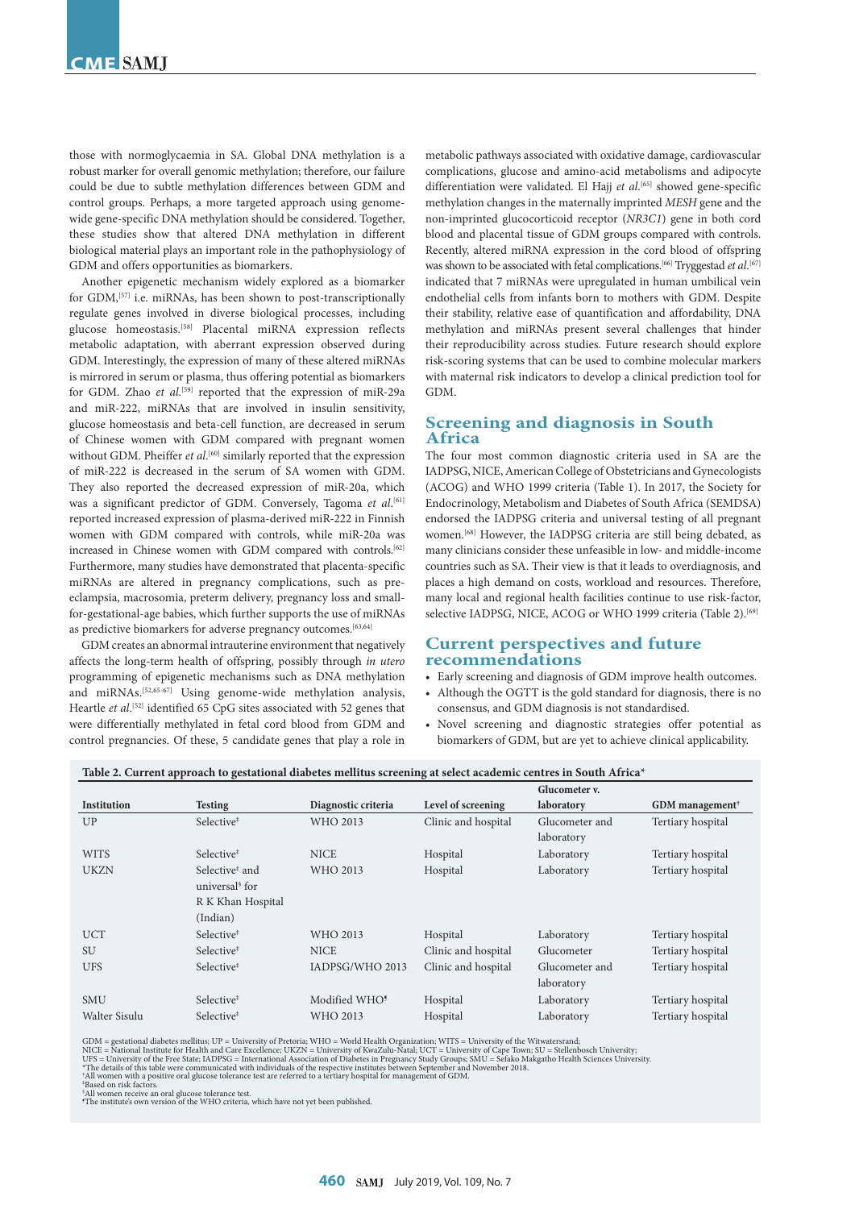those with normoglycaemia in SA. Global DNA methylation is a robust marker for overall genomic methylation; therefore, our failure could be due to subtle methylation differences between GDM and control groups. Perhaps, a more targeted approach using genome-wide gene-specific DNA methylation should be considered. Together, these studies show that altered DNA methylation in different biological material plays an important role in the pathophysiology of GDM and offers opportunities as biomarkers.

Another epigenetic mechanism widely explored as a biomarker for GDM,[57] i.e. miRNAs, has been shown to post-transcriptionally regulate genes involved in diverse biological processes, including glucose homeostasis.[58] Placental miRNA expression reflects metabolic adaptation, with aberrant expression observed during GDM. Interestingly, the expression of many of these altered miRNAs is mirrored in serum or plasma, thus offering potential as biomarkers for GDM. Zhao *et al.*[59] reported that the expression of miR-29a and miR-222, miRNAs that are involved in insulin sensitivity, glucose homeostasis and beta-cell function, are decreased in serum of Chinese women with GDM compared with pregnant women without GDM. Pheiffer *et al.*[60] similarly reported that the expression of miR-222 is decreased in the serum of SA women with GDM. They also reported the decreased expression of miR-20a, which was a significant predictor of GDM. Conversely, Tagoma *et al.*[61] reported increased expression of plasma-derived miR-222 in Finnish women with GDM compared with controls, while miR-20a was increased in Chinese women with GDM compared with controls.[62] Furthermore, many studies have demonstrated that placenta-specific miRNAs are altered in pregnancy complications, such as pre-eclampsia, macrosomia, preterm delivery, pregnancy loss and small-for-gestational-age babies, which further supports the use of miRNAs as predictive biomarkers for adverse pregnancy outcomes.[63,64]

GDM creates an abnormal intrauterine environment that negatively affects the long-term health of offspring, possibly through *in utero* programming of epigenetic mechanisms such as DNA methylation and miRNAs.[52,65-67] Using genome-wide methylation analysis, Heartle *et al.*[52] identified 65 CpG sites associated with 52 genes that were differentially methylated in fetal cord blood from GDM and control pregnancies. Of these, 5 candidate genes that play a role in metabolic pathways associated with oxidative damage, cardiovascular complications, glucose and amino-acid metabolisms and adipocyte differentiation were validated. El Hajj *et al.*[65] showed gene-specific methylation changes in the maternally imprinted *MESH* gene and the non-imprinted glucocorticoid receptor (*NR3C1*) gene in both cord blood and placental tissue of GDM groups compared with controls. Recently, altered miRNA expression in the cord blood of offspring was shown to be associated with fetal complications.[66] Tryggestad *et al.*[67] indicated that 7 miRNAs were upregulated in human umbilical vein endothelial cells from infants born to mothers with GDM. Despite their stability, relative ease of quantification and affordability, DNA methylation and miRNAs present several challenges that hinder their reproducibility across studies. Future research should explore risk-scoring systems that can be used to combine molecular markers with maternal risk indicators to develop a clinical prediction tool for GDM.

## Screening and diagnosis in South Africa

The four most common diagnostic criteria used in SA are the IADPSG, NICE, American College of Obstetricians and Gynecologists (ACOG) and WHO 1999 criteria (Table 1). In 2017, the Society for Endocrinology, Metabolism and Diabetes of South Africa (SEMDSA) endorsed the IADPSG criteria and universal testing of all pregnant women.[68] However, the IADPSG criteria are still being debated, as many clinicians consider these unfeasible in low- and middle-income countries such as SA. Their view is that it leads to overdiagnosis, and places a high demand on costs, workload and resources. Therefore, many local and regional health facilities continue to use risk-factor, selective IADPSG, NICE, ACOG or WHO 1999 criteria (Table 2).[69]

## Current perspectives and future recommendations

- Early screening and diagnosis of GDM improve health outcomes.
- Although the OGTT is the gold standard for diagnosis, there is no consensus, and GDM diagnosis is not standardised.
- Novel screening and diagnostic strategies offer potential as biomarkers of GDM, but are yet to achieve clinical applicability.

**Table 2. Current approach to gestational diabetes mellitus screening at select academic centres in South Africa***

| Institution | Testing | Diagnostic criteria | Level of screening | Glucometer v. laboratory | GDM management† |
|---|---|---|---|---|---|
| UP | Selective‡ | WHO 2013 | Clinic and hospital | Glucometer and laboratory | Tertiary hospital |
| WITS | Selective‡ | NICE | Hospital | Laboratory | Tertiary hospital |
| UKZN | Selective‡ and universal§ for R K Khan Hospital (Indian) | WHO 2013 | Hospital | Laboratory | Tertiary hospital |
| UCT | Selective‡ | WHO 2013 | Hospital | Laboratory | Tertiary hospital |
| SU | Selective‡ | NICE | Clinic and hospital | Glucometer | Tertiary hospital |
| UFS | Selective‡ | IADPSG/WHO 2013 | Clinic and hospital | Glucometer and laboratory | Tertiary hospital |
| SMU | Selective‡ | Modified WHO¶ | Hospital | Laboratory | Tertiary hospital |
| Walter Sisulu | Selective‡ | WHO 2013 | Hospital | Laboratory | Tertiary hospital |

GDM = gestational diabetes mellitus; UP = University of Pretoria; WHO = World Health Organization; WITS = University of the Witwatersrand; NICE = National Institute for Health and Care Excellence; UKZN = University of KwaZulu-Natal; UCT = University of Cape Town; SU = Stellenbosch University; UFS = University of the Free State; IADPSG = International Association of Diabetes in Pregnancy Study Groups; SMU = Sefako Makgatho Health Sciences University.
*The details of this table were communicated with individuals of the respective institutes between September and November 2018.
†All women with a positive oral glucose tolerance test are referred to a tertiary hospital for management of GDM.
‡Based on risk factors.
§All women receive an oral glucose tolerance test.
¶The institute's own version of the WHO criteria, which have not yet been published.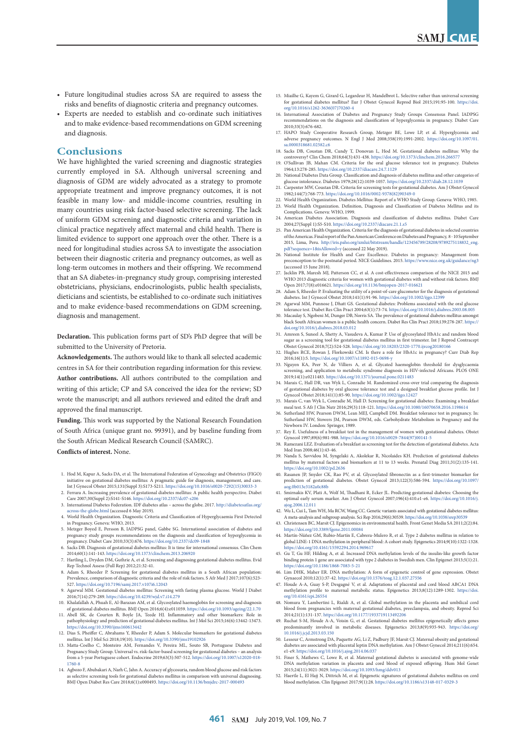- Future longitudinal studies across SA are required to assess the risks and benefits of diagnostic criteria and pregnancy outcomes.
- Experts are needed to establish and co-ordinate such initiatives and to make evidence-based recommendations on GDM screening and diagnosis.

## Conclusions

We have highlighted the varied screening and diagnostic strategies currently employed in SA. Although universal screening and diagnosis of GDM are widely advocated as a strategy to promote appropriate treatment and improve pregnancy outcomes, it is not feasible in many low- and middle-income countries, resulting in many countries using risk factor-based selective screening. The lack of uniform GDM screening and diagnostic criteria and variation in clinical practice negatively affect maternal and child health. There is limited evidence to support one approach over the other. There is a need for longitudinal studies across SA to investigate the association between their diagnostic criteria and pregnancy outcomes, as well as long-term outcomes in mothers and their offspring. We recommend that an SA diabetes-in-pregnancy study group, comprising interested obstetricians, physicians, endocrinologists, public health specialists, dieticians and scientists, be established to co-ordinate such initiatives and to make evidence-based recommendations on GDM screening, diagnosis and management.

**Declaration.** This publication forms part of SD's PhD degree that will be submitted to the University of Pretoria.

**Acknowledgements.** The authors would like to thank all selected academic centres in SA for their contribution regarding information for this review.

**Author contributions.** All authors contributed to the compilation and writing of this article; CP and SA conceived the idea for the review; SD wrote the manuscript; and all authors reviewed and edited the draft and approved the final manuscript.

**Funding.** This work was supported by the National Research Foundation of South Africa (unique grant no. 99391), and by baseline funding from the South African Medical Research Council (SAMRC).

**Conflicts of interest.** None.

1. Hod M, Kapur A, Sacks DA, et al. The International Federation of Gynecology and Obstetrics (FIGO) initiative on gestational diabetes mellitus: A pragmatic guide for diagnosis, management, and care. Int J Gynecol Obstet 2015;131(Suppl 3):S173-S211. https://doi.org/10.1016/s0020-7292(15)30033-3
2. Ferrara A. Increasing prevalence of gestational diabetes mellitus: A public health perspective. Diabet Care 2007;30(Suppl 2):S141-S146. https://doi.org/10.2337/dc07-s206
3. International Diabetes Federation. IDF diabetes atlas – across the globe. 2017. http://diabetesatlas.org/across-the-globe.html (accessed 6 May 2019).
4. World Health Organization. Diagnostic Criteria and Classification of Hyperglycaemia First Detected in Pregnancy. Geneva: WHO, 2013.
5. Metzger Boyed E, Persson B, IADPSG panel, Gabbe SG. International association of diabetes and pregnancy study groups recommendations on the diagnosis and classification of hyperglycemia in pregnancy. Diabet Care 2010;33(3):676. https://doi.org/10.2337/dc09-1848
6. Sacks DB. Diagnosis of gestational diabetes mellitus: It is time for international consensus. Clin Chem 2014;60(1):141-143. https://doi.org/10.1373/clinchem.2013.206920
7. Hartling L, Dryden DM, Guthrie A, et al. Screening and diagnosing gestational diabetes mellitus. Evid Rep Technol Assess (Full Rep) 2012;21:32-41.
8. Adam S, Rheeder P. Screening for gestational diabetes mellitus in a South African population: Prevalence, comparison of diagnostic criteria and the role of risk factors. S Afr Med J 2017;107(6):523-527. https://doi.org/10.7196/samj.2017.v107i6.12043
9. Agarwal MM. Gestational diabetes mellitus: Screening with fasting plasma glucose. World J Diabet 2016;7(14):279-289. https://doi.org/10.4239/wjd.v7.i14.279
10. Khalafallah A, Phuah E, Al-Barazan AM, et al. Glycosylated haemoglobin for screening and diagnosis of gestational diabetes mellitus. BMJ Open 2016;6(4):e011059. https://doi.org/10.1093/ageing/22.1.70
11. Abell SK, de Courten B, Boyle JA, Teede HJ. Inflammatory and other biomarkers: Role in pathophysiology and prediction of gestational diabetes mellitus. Int J Mol Sci 2015;16(6):13442-13473. https://doi.org/10.3390/ijms160613442
12. Dias S, Pheiffer C, Abrahams Y, Rheeder P, Adam S. Molecular biomarkers for gestational diabetes mellitus. Int J Mol Sci 2018;19(10). https://doi.org/10.3390/ijms19102926
13. Matta-Coelho C, Monteiro AM, Fernandes V, Pereira ML, Souto SB, Portuguese Diabetes and Pregnancy Study Group. Universal vs. risk-factor-based screening for gestational diabetes – an analysis from a 5-year Portuguese cohort. Endocrine 2019;63(3):507-512. https://doi.org/10.1007/s12020-018-1760-8
14. Agbozo F, Abubakari A, Narh C, Jahn A. Accuracy of glycosuria, random blood glucose and risk factors as selective screening tools for gestational diabetes mellitus in comparison with universal diagnosing. BMJ Open Diabet Res Care 2018;6(1):e000493. https://doi.org/10.1136/bmjdrc-2017-000493
15. Miailhe G, Kayem G, Girard G, Legardeur H, Mandelbrot L. Selective rather than universal screening for gestational diabetes mellitus? Eur J Obstet Gynecol Reprod Biol 2015;191:95-100. https://doi.org/10.1016/s1262-3636(07)70260-4
16. International Association of Diabetes and Pregnancy Study Groups Consensus Panel. IADPSG recommendations on the diagnosis and classification of hyperglycemia in pregnancy. Diabet Care 2010;33(3):676-682.
17. HAPO Study Cooperative Research Group, Metzger BE, Lowe LP, et al. Hyperglycemia and adverse pregnancy outcomes. N Engl J Med 2008;358(19):1991-2002. https://doi.org/10.1097/01.sa.0000318681.02582.c6
18. Sacks DB, Coustan DR, Cundy T, Donovan L, Hod M. Gestational diabetes mellitus: Why the controversy? Clin Chem 2018;64(3):431-438. https://doi.org/10.1373/clinchem.2016.266577
19. O'Sullivan JB, Mahan CM. Criteria for the oral glucose tolerance test in pregnancy. Diabetes 1964;13:278-285. https://doi.org/10.2337/diacare.24.7.1129
20. National Diabetes Data Group. Classification and diagnosis of diabetes mellitus and other categories of glucose intolerance. Diabetes 1979;28(12):1039-1057. https://doi.org/10.2337/diab.28.12.1039
21. Carpenter MW, Coustan DR. Criteria for screening tests for gestational diabetes. Am J Obstet Gynecol 1982;144(7):768-773. https://doi.org/10.1016/0002-9378(82)90349-0
22. World Health Organization. Diabetes Mellitus: Report of a WHO Study Group. Geneva: WHO, 1985.
23. World Health Organization. Definition, Diagnosis and Classification of Diabetes Mellitus and its Complications. Geneva: WHO, 1999.
24. American Diabetes Association. Diagnosis and classification of diabetes mellitus. Diabet Care 2004;27(Suppl 1):S5-S10. https://doi.org/10.2337/diacare.21.1.s5
25. Pan American Health Organization. Criteria for the diagnosis of gestational diabetes in selected countries of the Americas. Final report of the Pan American Conference on Diabetes and Pregnancy, 8 - 10 September 2015, Lima, Peru. http://iris.paho.org/xmlui/bitstream/handle/123456789/28208/9789275118832_eng.pdf?sequence=1&isAllowed=y (accessed 22 May 2019).
26. National Institute for Health and Care Excellence. Diabetes in pregnancy: Management from preconception to the postnatal period. NICE Guidelines. 2015. https://www.nice.org.uk/guidance/ng3 (accessed 15 June 2018).
27. Jacklin PB, Maresh MJ, Patterson CC, et al. A cost-effectiveness comparison of the NICE 2015 and WHO 2013 diagnostic criteria for women with gestational diabetes with and without risk factors. BMJ Open 2017;7(8):e016621. https://doi.org/10.1136/bmjopen-2017-016621
28. Adam S, Rheeder P. Evaluating the utility of a point-of-care glucometer for the diagnosis of gestational diabetes. Int J Gynecol Obstet 2018;141(1):91-96. https://doi.org/10.1002/ijgo.12399
29. Agarwal MM, Punnose J, Dhatt GS. Gestational diabetes: Problems associated with the oral glucose tolerance test. Diabet Res Clin Pract 2004;63(1):73-74. https://doi.org/10.1016/j.diabres.2003.08.005
30. Macaulay S, Ngobeni M, Dunger DB, Norris SA. The prevalence of gestational diabetes mellitus amongst black South African women is a public health concern. Diabet Res Clin Pract 2018;139:278-287. https://doi.org/10.1016/j.diabres.2018.03.012
31. Amreen S, Suneel A, Shetty A, Vasudeva A, Kumar P. Use of glycosylated HbA1c and random blood sugar as a screening tool for gestational diabetes mellitus in first trimester. Int J Reprod Contracept Obstet Gynecol 2018;7(2):524-528. https://doi.org/10.18203/2320-1770.ijrcog20180166
32. Hughes RCE, Rowan J, Florkowski CM. Is there a role for HbA1c in pregnancy? Curr Diab Rep 2016;16(1):5. https://doi.org/10.1007/s11892-015-0698-y
33. Nguyen KA, Peer N, de Villiers A, et al. Glycated haemoglobin threshold for dysglycaemia screening, and application to metabolic syndrome diagnosis in HIV-infected Africans. PLOS ONE 2019;14(1):e0211483. https://doi.org/10.1371/journal.pone.0211483
34. Marais C, Hall DR, van Wyk L, Conradie M. Randomized cross-over trial comparing the diagnosis of gestational diabetes by oral glucose tolerance test and a designed breakfast glucose profile. Int J Gynecol Obstet 2018;141(1):85-90. https://doi.org/10.1002/ijgo.12427
35. Marais C, van Wyk L, Conradie M, Hall D. Screening for gestational diabetes: Examining a breakfast meal test. S Afr J Clin Nutr 2016;29(3):118-121. https://doi.org/10.1080/16070658.2016.1198614
36. Sutherland HW, Pearson DWM, Lean MEJ, Campbell DM. Breakfast tolerance test in pregnancy. In: Sutherland HW, Stowers JM, Pearson DWM, eds. Carbohydrate Metabolism in Pregnancy and the Newborn IV. London: Springer, 1989.
37. Rey E. Usefulness of a breakfast test in the management of women with gestational diabetes. Obstet Gynecol 1997;89(6):981-988. https://doi.org/10.1016/s0029-7844(97)00141-5
38. Ramezani LEZ. Evaluation of a breakfast as screening test for the detection of gestational diabetes. Acta Med Iran 2008;46(1):43-46.
39. Nanda S, Savvidou M, Syngelaki A, Akolekar R, Nicolaides KH. Prediction of gestational diabetes mellitus by maternal factors and biomarkers at 11 to 13 weeks. Prenatal Diag 2011;31(2):135-141. https://doi.org/10.1002/pd.2636
40. Rasanen JP, Snyder CK, Rao PV, et al. Glycosylated fibronectin as a first-trimester biomarker for prediction of gestational diabetes. Obstet Gynecol 2013;122(3):586-594. https://doi.org/10.1097/aog.0b013e3182a0c88b
41. Smirnakis KV, Plati A, Wolf M, Thadhani R, Ecker JL. Predicting gestational diabetes: Choosing the optimal early serum marker. Am J Obstet Gynecol 2007;196(4):410.e1-e6. https://doi.org/10.1016/j.ajog.2006.12.011
42. Wu L, Cui L, Tam WH, Ma RCW, Wang CC. Genetic variants associated with gestational diabetes mellitus: A meta-analysis and subgroup analysis. Sci Rep 2016;29(6):30539. https://doi.org/10.1038/srep30539
43. Christensen BC, Marsit CJ. Epigenomics in environmental health. Front Genet Media SA 2011;2(2):84. https://doi.org/10.3389/fgene.2011.00084
44. Martín-Núñez GM, Rubio-Martín E, Cabrera-Mulero R, et al. Type 2 diabetes mellitus in relation to global LINE-1 DNA methylation in peripheral blood: A cohort study. Epigenetics 2014;9(10):1322-1328. https://doi.org/10.4161/15592294.2014.969617
45. Gu T, Gu HF, Hilding A, et al. Increased DNA methylation levels of the insulin-like growth factor binding protein 1 gene are associated with type 2 diabetes in Swedish men. Clin Epigenet 2013;5(1):21. https://doi.org/10.1186/1868-7083-5-21
46. Lim DHK, Maher ER. DNA methylation: A form of epigenetic control of gene expression. Obstet Gynaecol 2010;12(1):37-42. https://doi.org/10.1576/toag.12.1.037.27556
47. Houde A-A, Guay S-P, Desgagné V, et al. Adaptations of placental and cord blood ABCA1 DNA methylation profile to maternal metabolic status. Epigenetics 2013;8(12):1289-1302. https://doi.org/10.4161/epi.26554
48. Nomura Y, Lambertini L, Rialdi A, et al. Global methylation in the placenta and umbilical cord blood from pregnancies with maternal gestational diabetes, preeclampsia, and obesity. Reprod Sci 2014;21(1):131-137. https://doi.org/10.1177/1933719113492206
49. Ruchat S-M, Houde A-A, Voisin G, et al. Gestational diabetes mellitus epigenetically affects genes predominantly involved in metabolic diseases. Epigenetics 2013;8(9):935-943. https://doi.org/10.1016/j.jcjd.2013.03.150
50. Lesseur C, Armstrong DA, Paquette AG, Li Z, Padbury JF, Marsit CJ. Maternal obesity and gestational diabetes are associated with placental leptin DNA methylation. Am J Obstet Gynecol 2014;211(6):654.e1-e9. https://doi.org/10.1016/j.ajog.2014.06.037
51. Finer S, Mathews C, Lowe R, et al. Maternal gestational diabetes is associated with genome-wide DNA methylation variation in placenta and cord blood of exposed offspring. Hum Mol Genet 2015;24(11):3021-3029. https://doi.org/10.1093/hmg/ddv013
52. Haertle L, El Hajj N, Dittrich M, et al. Epigenetic signatures of gestational diabetes mellitus on cord blood methylation. Clin Epigenet 2017;9(1):28. https://doi.org/10.1186/s13148-017-0329-3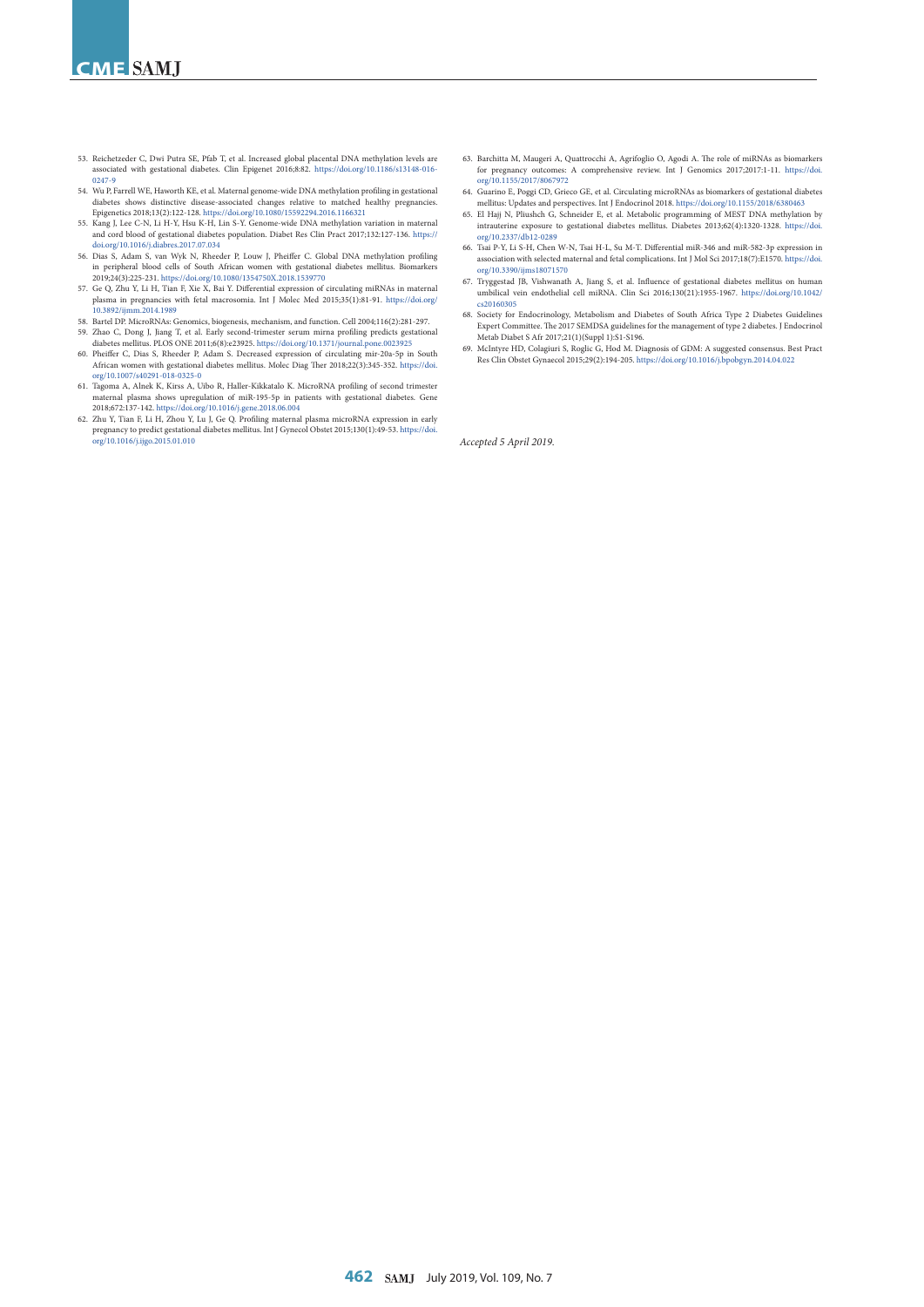53. Reichetzeder C, Dwi Putra SE, Pfab T, et al. Increased global placental DNA methylation levels are associated with gestational diabetes. Clin Epigenet 2016;8:82. https://doi.org/10.1186/s13148-016-0247-9
54. Wu P, Farrell WE, Haworth KE, et al. Maternal genome-wide DNA methylation profiling in gestational diabetes shows distinctive disease-associated changes relative to matched healthy pregnancies. Epigenetics 2018;13(2):122-128. https://doi.org/10.1080/15592294.2016.1166321
55. Kang J, Lee C-N, Li H-Y, Hsu K-H, Lin S-Y. Genome-wide DNA methylation variation in maternal and cord blood of gestational diabetes population. Diabet Res Clin Pract 2017;132:127-136. https://doi.org/10.1016/j.diabres.2017.07.034
56. Dias S, Adam S, van Wyk N, Rheeder P, Louw J, Pheiffer C. Global DNA methylation profiling in peripheral blood cells of South African women with gestational diabetes mellitus. Biomarkers 2019;24(3):225-231. https://doi.org/10.1080/1354750X.2018.1539770
57. Ge Q, Zhu Y, Li H, Tian F, Xie X, Bai Y. Differential expression of circulating miRNAs in maternal plasma in pregnancies with fetal macrosomia. Int J Molec Med 2015;35(1):81-91. https://doi.org/10.3892/ijmm.2014.1989
58. Bartel DP. MicroRNAs: Genomics, biogenesis, mechanism, and function. Cell 2004;116(2):281-297.
59. Zhao C, Dong J, Jiang T, et al. Early second-trimester serum mirna profiling predicts gestational diabetes mellitus. PLOS ONE 2011;6(8):e23925. https://doi.org/10.1371/journal.pone.0023925
60. Pheiffer C, Dias S, Rheeder P, Adam S. Decreased expression of circulating mir-20a-5p in South African women with gestational diabetes mellitus. Molec Diag Ther 2018;22(3):345-352. https://doi.org/10.1007/s40291-018-0325-0
61. Tagoma A, Alnek K, Kirss A, Uibo R, Haller-Kikkatalo K. MicroRNA profiling of second trimester maternal plasma shows upregulation of miR-195-5p in patients with gestational diabetes. Gene 2018;672:137-142. https://doi.org/10.1016/j.gene.2018.06.004
62. Zhu Y, Tian F, Li H, Zhou Y, Lu J, Ge Q. Profiling maternal plasma microRNA expression in early pregnancy to predict gestational diabetes mellitus. Int J Gynecol Obstet 2015;130(1):49-53. https://doi.org/10.1016/j.ijgo.2015.01.010
63. Barchitta M, Maugeri A, Quattrocchi A, Agrifoglio O, Agodi A. The role of miRNAs as biomarkers for pregnancy outcomes: A comprehensive review. Int J Genomics 2017;2017:1-11. https://doi.org/10.1155/2017/8067972
64. Guarino E, Poggi CD, Grieco GE, et al. Circulating microRNAs as biomarkers of gestational diabetes mellitus: Updates and perspectives. Int J Endocrinol 2018. https://doi.org/10.1155/2018/6380463
65. El Hajj N, Pliushch G, Schneider E, et al. Metabolic programming of MEST DNA methylation by intrauterine exposure to gestational diabetes mellitus. Diabetes 2013;62(4):1320-1328. https://doi.org/10.2337/db12-0289
66. Tsai P-Y, Li S-H, Chen W-N, Tsai H-L, Su M-T. Differential miR-346 and miR-582-3p expression in association with selected maternal and fetal complications. Int J Mol Sci 2017;18(7):E1570. https://doi.org/10.3390/ijms18071570
67. Tryggestad JB, Vishwanath A, Jiang S, et al. Influence of gestational diabetes mellitus on human umbilical vein endothelial cell miRNA. Clin Sci 2016;130(21):1955-1967. https://doi.org/10.1042/cs20160305
68. Society for Endocrinology, Metabolism and Diabetes of South Africa Type 2 Diabetes Guidelines Expert Committee. The 2017 SEMDSA guidelines for the management of type 2 diabetes. J Endocrinol Metab Diabet S Afr 2017;21(1)(Suppl 1):S1-S196.
69. McIntyre HD, Colagiuri S, Roglic G, Hod M. Diagnosis of GDM: A suggested consensus. Best Pract Res Clin Obstet Gynaecol 2015;29(2):194-205. https://doi.org/10.1016/j.bpobgyn.2014.04.022

*Accepted 5 April 2019.*